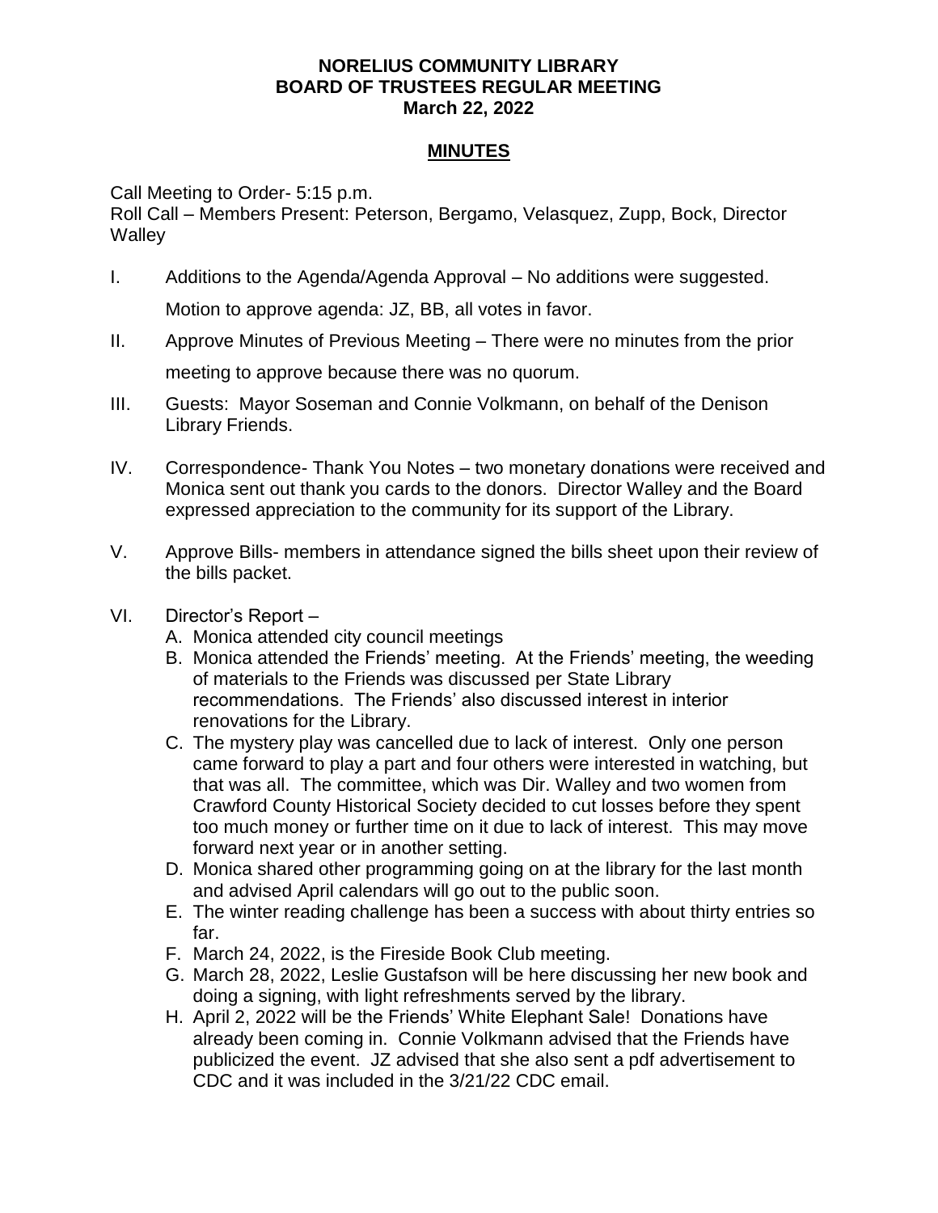**NORELIUS COMMUNITY LIBRARY**
**BOARD OF TRUSTEES REGULAR MEETING**
**March 22, 2022**

**MINUTES**

Call Meeting to Order- 5:15 p.m.
Roll Call – Members Present: Peterson, Bergamo, Velasquez, Zupp, Bock, Director Walley

I. Additions to the Agenda/Agenda Approval – No additions were suggested.

   Motion to approve agenda: JZ, BB, all votes in favor.

II. Approve Minutes of Previous Meeting – There were no minutes from the prior meeting to approve because there was no quorum.

III. Guests: Mayor Soseman and Connie Volkmann, on behalf of the Denison Library Friends.

IV. Correspondence- Thank You Notes – two monetary donations were received and Monica sent out thank you cards to the donors. Director Walley and the Board expressed appreciation to the community for its support of the Library.

V. Approve Bills- members in attendance signed the bills sheet upon their review of the bills packet.

VI. Director's Report –
   A. Monica attended city council meetings
   B. Monica attended the Friends' meeting. At the Friends' meeting, the weeding of materials to the Friends was discussed per State Library recommendations. The Friends' also discussed interest in interior renovations for the Library.
   C. The mystery play was cancelled due to lack of interest. Only one person came forward to play a part and four others were interested in watching, but that was all. The committee, which was Dir. Walley and two women from Crawford County Historical Society decided to cut losses before they spent too much money or further time on it due to lack of interest. This may move forward next year or in another setting.
   D. Monica shared other programming going on at the library for the last month and advised April calendars will go out to the public soon.
   E. The winter reading challenge has been a success with about thirty entries so far.
   F. March 24, 2022, is the Fireside Book Club meeting.
   G. March 28, 2022, Leslie Gustafson will be here discussing her new book and doing a signing, with light refreshments served by the library.
   H. April 2, 2022 will be the Friends' White Elephant Sale! Donations have already been coming in. Connie Volkmann advised that the Friends have publicized the event. JZ advised that she also sent a pdf advertisement to CDC and it was included in the 3/21/22 CDC email.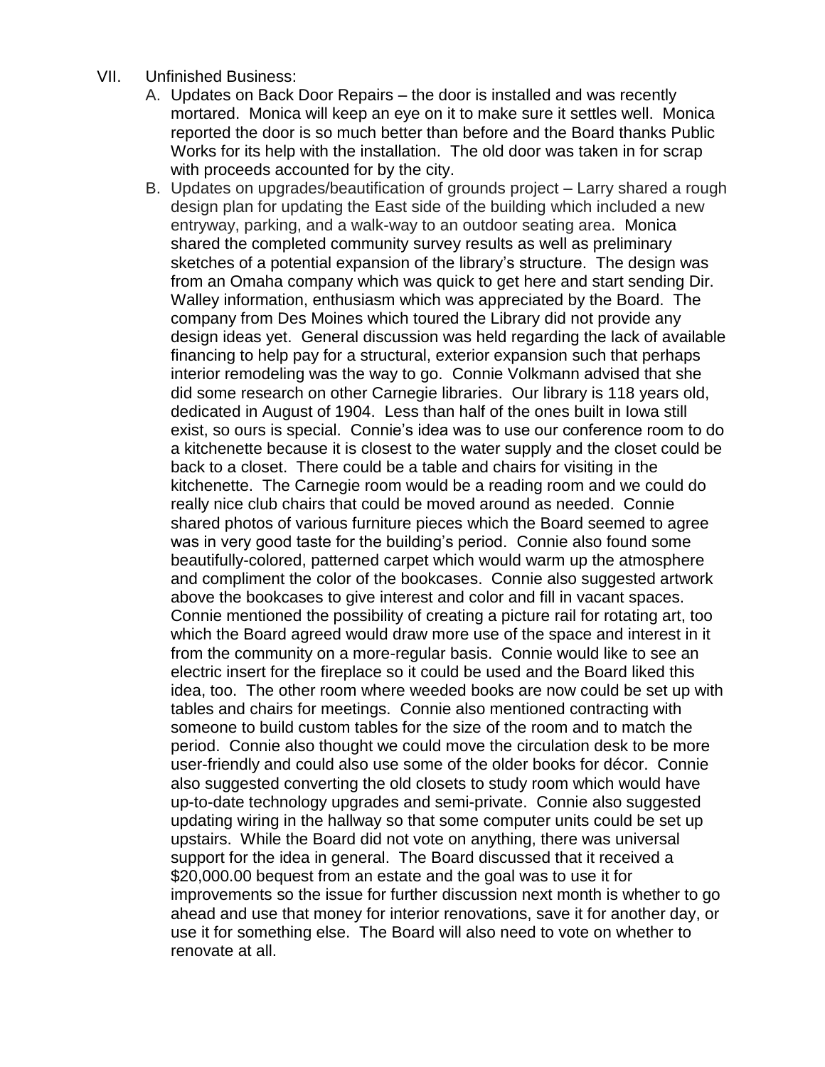VII. Unfinished Business:

A. Updates on Back Door Repairs – the door is installed and was recently mortared. Monica will keep an eye on it to make sure it settles well. Monica reported the door is so much better than before and the Board thanks Public Works for its help with the installation. The old door was taken in for scrap with proceeds accounted for by the city.

B. Updates on upgrades/beautification of grounds project – Larry shared a rough design plan for updating the East side of the building which included a new entryway, parking, and a walk-way to an outdoor seating area. Monica shared the completed community survey results as well as preliminary sketches of a potential expansion of the library's structure. The design was from an Omaha company which was quick to get here and start sending Dir. Walley information, enthusiasm which was appreciated by the Board. The company from Des Moines which toured the Library did not provide any design ideas yet. General discussion was held regarding the lack of available financing to help pay for a structural, exterior expansion such that perhaps interior remodeling was the way to go. Connie Volkmann advised that she did some research on other Carnegie libraries. Our library is 118 years old, dedicated in August of 1904. Less than half of the ones built in Iowa still exist, so ours is special. Connie's idea was to use our conference room to do a kitchenette because it is closest to the water supply and the closet could be back to a closet. There could be a table and chairs for visiting in the kitchenette. The Carnegie room would be a reading room and we could do really nice club chairs that could be moved around as needed. Connie shared photos of various furniture pieces which the Board seemed to agree was in very good taste for the building's period. Connie also found some beautifully-colored, patterned carpet which would warm up the atmosphere and compliment the color of the bookcases. Connie also suggested artwork above the bookcases to give interest and color and fill in vacant spaces. Connie mentioned the possibility of creating a picture rail for rotating art, too which the Board agreed would draw more use of the space and interest in it from the community on a more-regular basis. Connie would like to see an electric insert for the fireplace so it could be used and the Board liked this idea, too. The other room where weeded books are now could be set up with tables and chairs for meetings. Connie also mentioned contracting with someone to build custom tables for the size of the room and to match the period. Connie also thought we could move the circulation desk to be more user-friendly and could also use some of the older books for décor. Connie also suggested converting the old closets to study room which would have up-to-date technology upgrades and semi-private. Connie also suggested updating wiring in the hallway so that some computer units could be set up upstairs. While the Board did not vote on anything, there was universal support for the idea in general. The Board discussed that it received a $20,000.00 bequest from an estate and the goal was to use it for improvements so the issue for further discussion next month is whether to go ahead and use that money for interior renovations, save it for another day, or use it for something else. The Board will also need to vote on whether to renovate at all.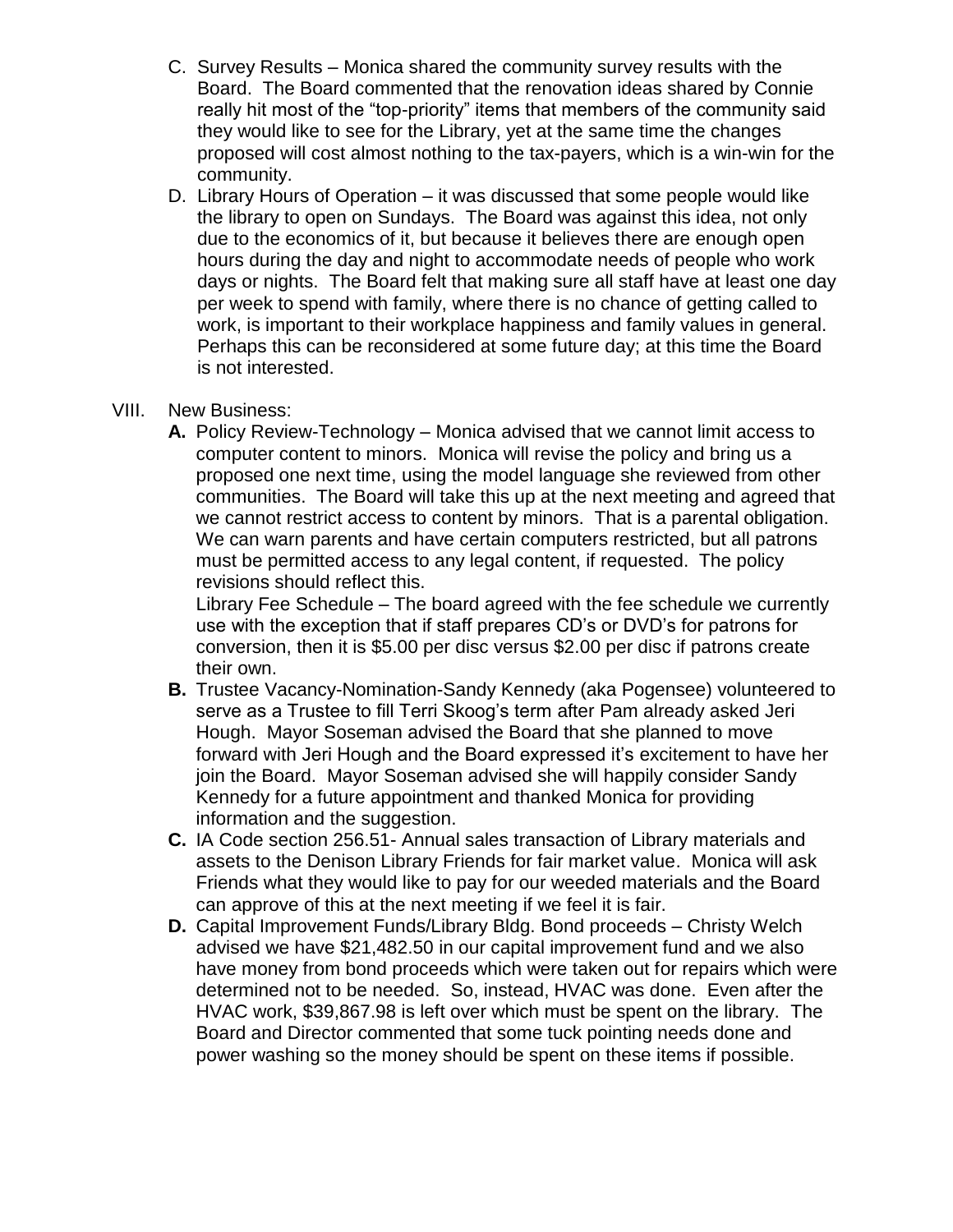C. Survey Results – Monica shared the community survey results with the Board. The Board commented that the renovation ideas shared by Connie really hit most of the "top-priority" items that members of the community said they would like to see for the Library, yet at the same time the changes proposed will cost almost nothing to the tax-payers, which is a win-win for the community.

D. Library Hours of Operation – it was discussed that some people would like the library to open on Sundays. The Board was against this idea, not only due to the economics of it, but because it believes there are enough open hours during the day and night to accommodate needs of people who work days or nights. The Board felt that making sure all staff have at least one day per week to spend with family, where there is no chance of getting called to work, is important to their workplace happiness and family values in general. Perhaps this can be reconsidered at some future day; at this time the Board is not interested.

VIII. New Business:

**A.** Policy Review-Technology – Monica advised that we cannot limit access to computer content to minors. Monica will revise the policy and bring us a proposed one next time, using the model language she reviewed from other communities. The Board will take this up at the next meeting and agreed that we cannot restrict access to content by minors. That is a parental obligation. We can warn parents and have certain computers restricted, but all patrons must be permitted access to any legal content, if requested. The policy revisions should reflect this.

Library Fee Schedule – The board agreed with the fee schedule we currently use with the exception that if staff prepares CD's or DVD's for patrons for conversion, then it is $5.00 per disc versus $2.00 per disc if patrons create their own.

**B.** Trustee Vacancy-Nomination-Sandy Kennedy (aka Pogensee) volunteered to serve as a Trustee to fill Terri Skoog's term after Pam already asked Jeri Hough. Mayor Soseman advised the Board that she planned to move forward with Jeri Hough and the Board expressed it's excitement to have her join the Board. Mayor Soseman advised she will happily consider Sandy Kennedy for a future appointment and thanked Monica for providing information and the suggestion.

**C.** IA Code section 256.51- Annual sales transaction of Library materials and assets to the Denison Library Friends for fair market value. Monica will ask Friends what they would like to pay for our weeded materials and the Board can approve of this at the next meeting if we feel it is fair.

**D.** Capital Improvement Funds/Library Bldg. Bond proceeds – Christy Welch advised we have $21,482.50 in our capital improvement fund and we also have money from bond proceeds which were taken out for repairs which were determined not to be needed. So, instead, HVAC was done. Even after the HVAC work, $39,867.98 is left over which must be spent on the library. The Board and Director commented that some tuck pointing needs done and power washing so the money should be spent on these items if possible.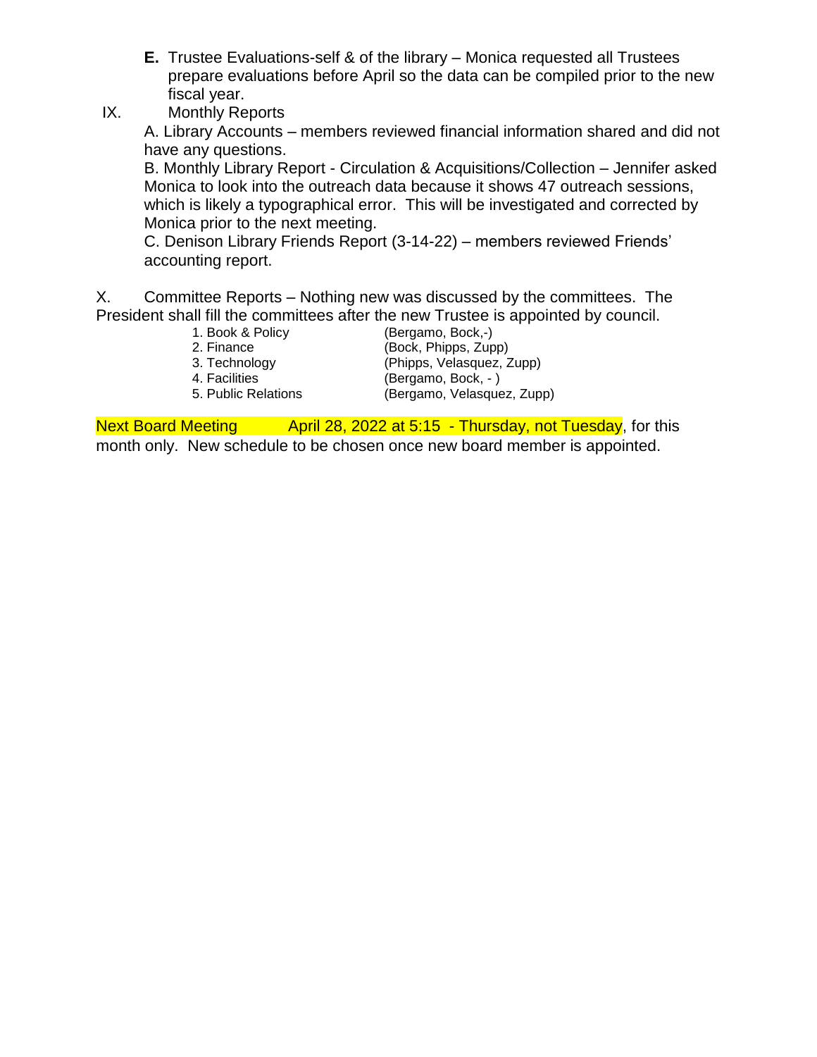**E.** Trustee Evaluations-self & of the library – Monica requested all Trustees prepare evaluations before April so the data can be compiled prior to the new fiscal year.

IX. Monthly Reports

A. Library Accounts – members reviewed financial information shared and did not have any questions.

B. Monthly Library Report - Circulation & Acquisitions/Collection – Jennifer asked Monica to look into the outreach data because it shows 47 outreach sessions, which is likely a typographical error. This will be investigated and corrected by Monica prior to the next meeting.

C. Denison Library Friends Report (3-14-22) – members reviewed Friends' accounting report.

X. Committee Reports – Nothing new was discussed by the committees. The President shall fill the committees after the new Trustee is appointed by council.

| | |
|---|---|
| 1. Book & Policy | (Bergamo, Bock,-) |
| 2. Finance | (Bock, Phipps, Zupp) |
| 3. Technology | (Phipps, Velasquez, Zupp) |
| 4. Facilities | (Bergamo, Bock, - ) |
| 5. Public Relations | (Bergamo, Velasquez, Zupp) |

Next Board Meeting April 28, 2022 at 5:15 - Thursday, not Tuesday, for this month only. New schedule to be chosen once new board member is appointed.